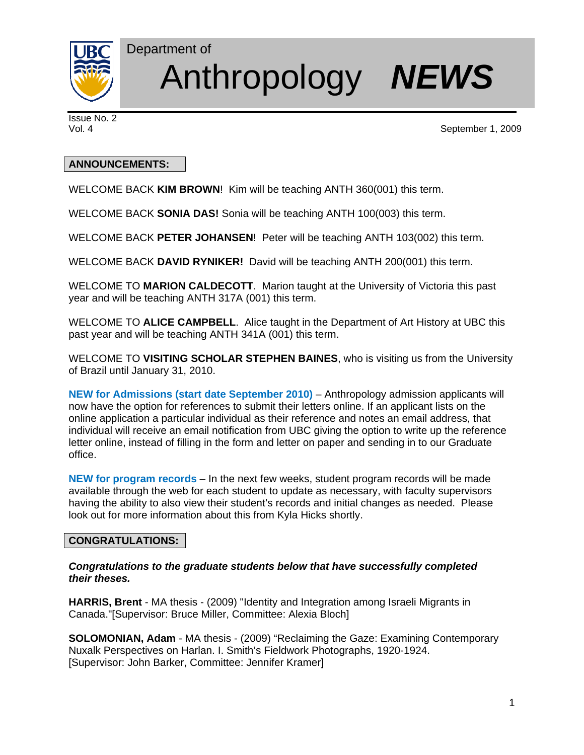Department of

# Anthropology ***NEWS***

Issue No. 2
Vol. 4

September 1, 2009

## ANNOUNCEMENTS:

WELCOME BACK **KIM BROWN**! Kim will be teaching ANTH 360(001) this term.

WELCOME BACK **SONIA DAS!** Sonia will be teaching ANTH 100(003) this term.

WELCOME BACK **PETER JOHANSEN**! Peter will be teaching ANTH 103(002) this term.

WELCOME BACK **DAVID RYNIKER!** David will be teaching ANTH 200(001) this term.

WELCOME TO **MARION CALDECOTT**. Marion taught at the University of Victoria this past year and will be teaching ANTH 317A (001) this term.

WELCOME TO **ALICE CAMPBELL**. Alice taught in the Department of Art History at UBC this past year and will be teaching ANTH 341A (001) this term.

WELCOME TO **VISITING SCHOLAR STEPHEN BAINES**, who is visiting us from the University of Brazil until January 31, 2010.

**NEW for Admissions (start date September 2010)** – Anthropology admission applicants will now have the option for references to submit their letters online. If an applicant lists on the online application a particular individual as their reference and notes an email address, that individual will receive an email notification from UBC giving the option to write up the reference letter online, instead of filling in the form and letter on paper and sending in to our Graduate office.

**NEW for program records** – In the next few weeks, student program records will be made available through the web for each student to update as necessary, with faculty supervisors having the ability to also view their student's records and initial changes as needed. Please look out for more information about this from Kyla Hicks shortly.

## CONGRATULATIONS:

***Congratulations to the graduate students below that have successfully completed their theses.***

**HARRIS, Brent** - MA thesis - (2009) "Identity and Integration among Israeli Migrants in Canada."[Supervisor: Bruce Miller, Committee: Alexia Bloch]

**SOLOMONIAN, Adam** - MA thesis - (2009) "Reclaiming the Gaze: Examining Contemporary Nuxalk Perspectives on Harlan. I. Smith's Fieldwork Photographs, 1920-1924.
[Supervisor: John Barker, Committee: Jennifer Kramer]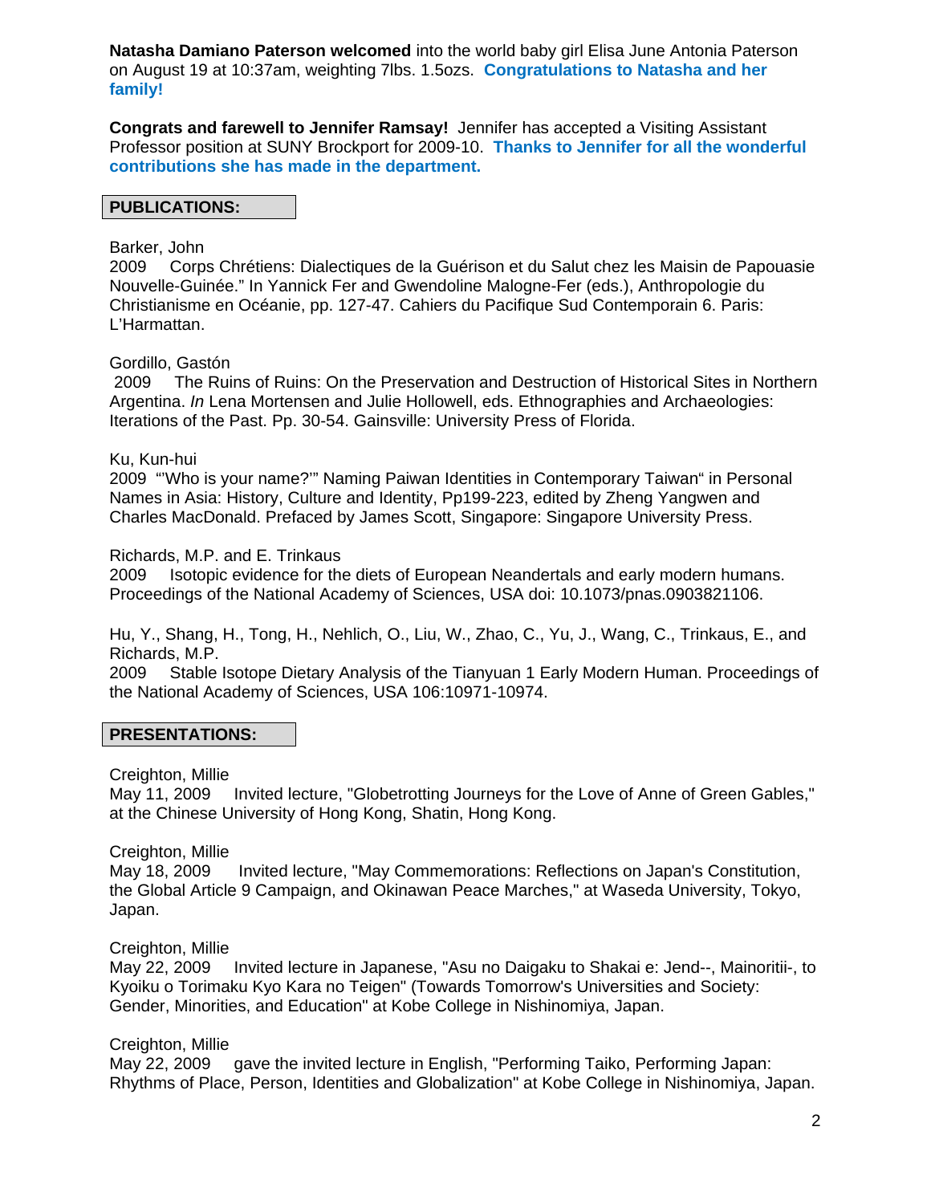**Natasha Damiano Paterson welcomed** into the world baby girl Elisa June Antonia Paterson on August 19 at 10:37am, weighting 7lbs. 1.5ozs. **Congratulations to Natasha and her family!**

**Congrats and farewell to Jennifer Ramsay!** Jennifer has accepted a Visiting Assistant Professor position at SUNY Brockport for 2009-10. **Thanks to Jennifer for all the wonderful contributions she has made in the department.**

## PUBLICATIONS:

Barker, John
2009 Corps Chrétiens: Dialectiques de la Guérison et du Salut chez les Maisin de Papouasie Nouvelle-Guinée." In Yannick Fer and Gwendoline Malogne-Fer (eds.), Anthropologie du Christianisme en Océanie, pp. 127-47. Cahiers du Pacifique Sud Contemporain 6. Paris: L'Harmattan.

Gordillo, Gastón
2009 The Ruins of Ruins: On the Preservation and Destruction of Historical Sites in Northern Argentina. *In* Lena Mortensen and Julie Hollowell, eds. Ethnographies and Archaeologies: Iterations of the Past. Pp. 30-54. Gainsville: University Press of Florida.

Ku, Kun-hui
2009 "'Who is your name?'" Naming Paiwan Identities in Contemporary Taiwan" in Personal Names in Asia: History, Culture and Identity, Pp199-223, edited by Zheng Yangwen and Charles MacDonald. Prefaced by James Scott, Singapore: Singapore University Press.

Richards, M.P. and E. Trinkaus
2009 Isotopic evidence for the diets of European Neandertals and early modern humans. Proceedings of the National Academy of Sciences, USA doi: 10.1073/pnas.0903821106.

Hu, Y., Shang, H., Tong, H., Nehlich, O., Liu, W., Zhao, C., Yu, J., Wang, C., Trinkaus, E., and Richards, M.P.
2009 Stable Isotope Dietary Analysis of the Tianyuan 1 Early Modern Human. Proceedings of the National Academy of Sciences, USA 106:10971-10974.

## PRESENTATIONS:

Creighton, Millie
May 11, 2009 Invited lecture, "Globetrotting Journeys for the Love of Anne of Green Gables," at the Chinese University of Hong Kong, Shatin, Hong Kong.

Creighton, Millie
May 18, 2009 Invited lecture, "May Commemorations: Reflections on Japan's Constitution, the Global Article 9 Campaign, and Okinawan Peace Marches," at Waseda University, Tokyo, Japan.

Creighton, Millie
May 22, 2009 Invited lecture in Japanese, "Asu no Daigaku to Shakai e: Jend--, Mainoritii-, to Kyoiku o Torimaku Kyo Kara no Teigen" (Towards Tomorrow's Universities and Society: Gender, Minorities, and Education" at Kobe College in Nishinomiya, Japan.

Creighton, Millie
May 22, 2009 gave the invited lecture in English, "Performing Taiko, Performing Japan: Rhythms of Place, Person, Identities and Globalization" at Kobe College in Nishinomiya, Japan.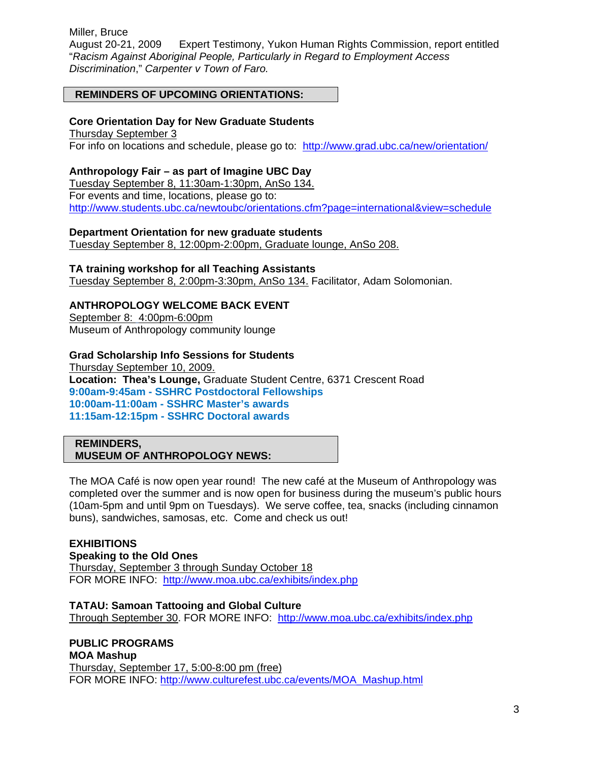Miller, Bruce

August 20-21, 2009 Expert Testimony, Yukon Human Rights Commission, report entitled "*Racism Against Aboriginal People, Particularly in Regard to Employment Access Discrimination*," *Carpenter v Town of Faro.*

## REMINDERS OF UPCOMING ORIENTATIONS:

**Core Orientation Day for New Graduate Students**
Thursday September 3
For info on locations and schedule, please go to: http://www.grad.ubc.ca/new/orientation/

**Anthropology Fair – as part of Imagine UBC Day**
Tuesday September 8, 11:30am-1:30pm, AnSo 134.
For events and time, locations, please go to:
http://www.students.ubc.ca/newtoubc/orientations.cfm?page=international&view=schedule

**Department Orientation for new graduate students**
Tuesday September 8, 12:00pm-2:00pm, Graduate lounge, AnSo 208.

**TA training workshop for all Teaching Assistants**
Tuesday September 8, 2:00pm-3:30pm, AnSo 134. Facilitator, Adam Solomonian.

**ANTHROPOLOGY WELCOME BACK EVENT**
September 8: 4:00pm-6:00pm
Museum of Anthropology community lounge

**Grad Scholarship Info Sessions for Students**
Thursday September 10, 2009.
**Location: Thea's Lounge,** Graduate Student Centre, 6371 Crescent Road
**9:00am-9:45am - SSHRC Postdoctoral Fellowships**
**10:00am-11:00am - SSHRC Master's awards**
**11:15am-12:15pm - SSHRC Doctoral awards**

## REMINDERS, MUSEUM OF ANTHROPOLOGY NEWS:

The MOA Café is now open year round! The new café at the Museum of Anthropology was completed over the summer and is now open for business during the museum's public hours (10am-5pm and until 9pm on Tuesdays). We serve coffee, tea, snacks (including cinnamon buns), sandwiches, samosas, etc. Come and check us out!

**EXHIBITIONS**

**Speaking to the Old Ones**
Thursday, September 3 through Sunday October 18
FOR MORE INFO: http://www.moa.ubc.ca/exhibits/index.php

**TATAU: Samoan Tattooing and Global Culture**
Through September 30. FOR MORE INFO: http://www.moa.ubc.ca/exhibits/index.php

**PUBLIC PROGRAMS**

**MOA Mashup**
Thursday, September 17, 5:00-8:00 pm (free)
FOR MORE INFO: http://www.culturefest.ubc.ca/events/MOA_Mashup.html